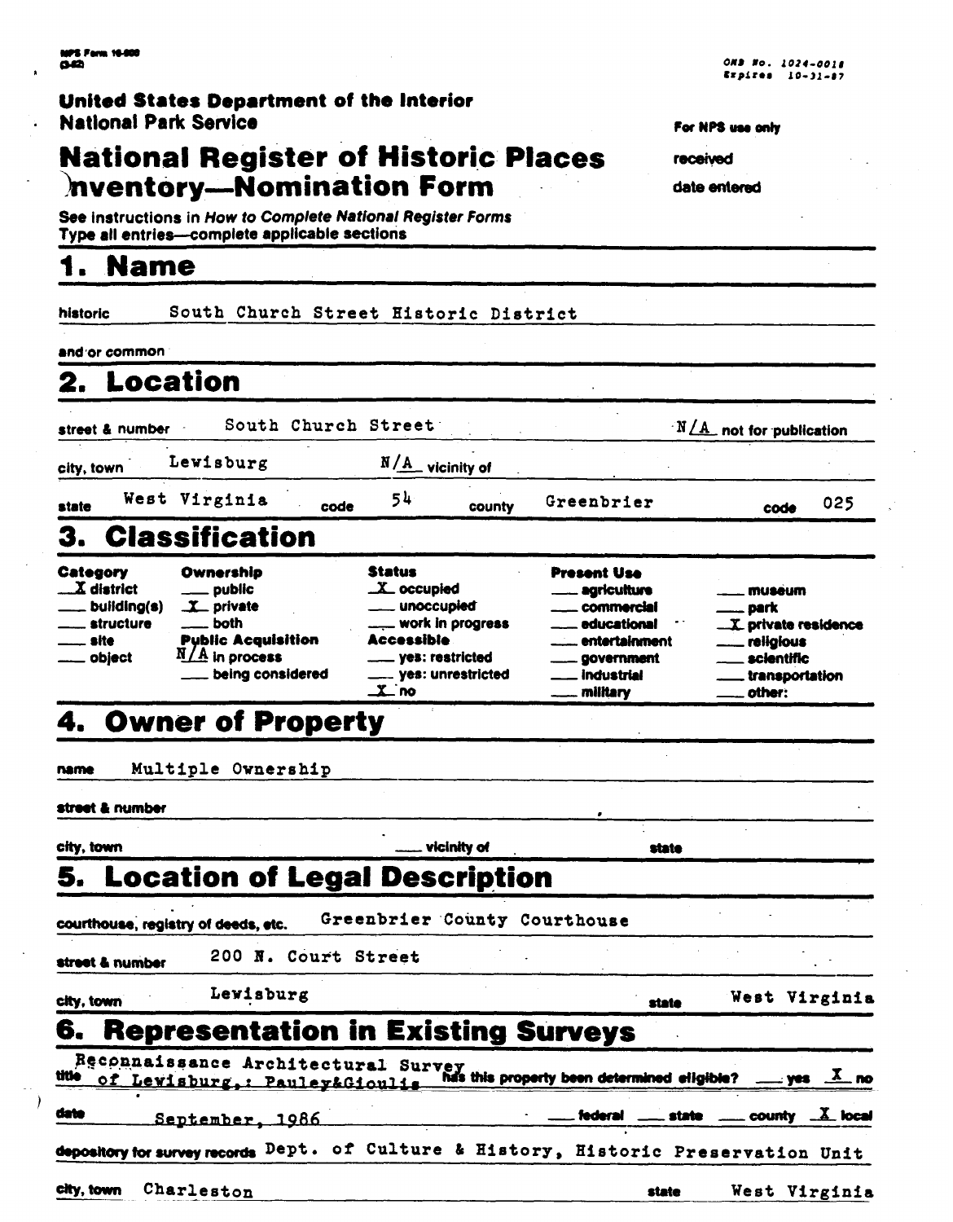NPS Form 10-900 (3-82)

OMB No. 1024-0018
Expires 10-31-87

**United States Department of the Interior**
**National Park Service**

For NPS use only

received

date entered

# National Register of Historic Places Inventory—Nomination Form

See instructions in *How to Complete National Register Forms*
Type all entries—complete applicable sections

## 1. Name

historic South Church Street Historic District

and/or common

## 2. Location

street & number South Church Street N/A not for publication

city, town Lewisburg N/A vicinity of

state West Virginia code 54 county Greenbrier code 025

## 3. Classification

| Category | Ownership | Status | Present Use | |
|---|---|---|---|---|
| X district | ___ public | X occupied | ___ agriculture | ___ museum |
| ___ building(s) | X private | ___ unoccupied | ___ commercial | ___ park |
| ___ structure | ___ both | ___ work in progress | ___ educational | X private residence |
| ___ site | **Public Acquisition** | **Accessible** | ___ entertainment | ___ religious |
| ___ object | N/A in process | ___ yes: restricted | ___ government | ___ scientific |
| | ___ being considered | ___ yes: unrestricted | ___ industrial | ___ transportation |
| | | X no | ___ military | ___ other: |

## 4. Owner of Property

name Multiple Ownership

street & number

city, town ___ vicinity of state

## 5. Location of Legal Description

courthouse, registry of deeds, etc. Greenbrier County Courthouse

street & number 200 N. Court Street

city, town Lewisburg state West Virginia

## 6. Representation in Existing Surveys

title Reconnaissance Architectural Survey of Lewisburg,: Pauley&Gioulis has this property been determined eligible? ___ yes X no

date September, 1986 ___ federal ___ state ___ county X local

depository for survey records Dept. of Culture & History, Historic Preservation Unit

city, town Charleston state West Virginia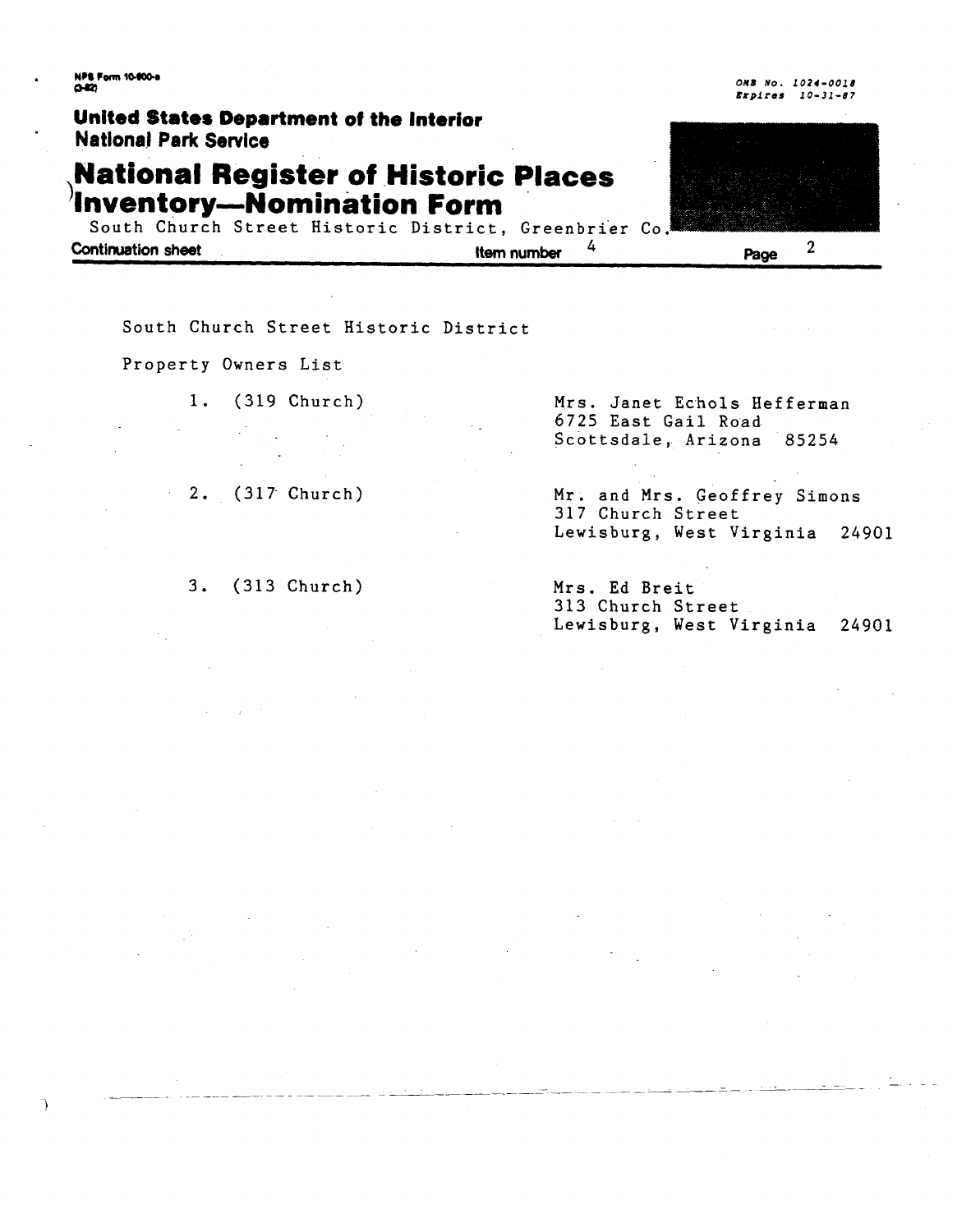South Church Street Historic District

Property Owners List

1. (319 Church) — Mrs. Janet Echols Hefferman
   6725 East Gail Road
   Scottsdale, Arizona 85254

2. (317 Church) — Mr. and Mrs. Geoffrey Simons
   317 Church Street
   Lewisburg, West Virginia 24901

3. (313 Church) — Mrs. Ed Breit
   313 Church Street
   Lewisburg, West Virginia 24901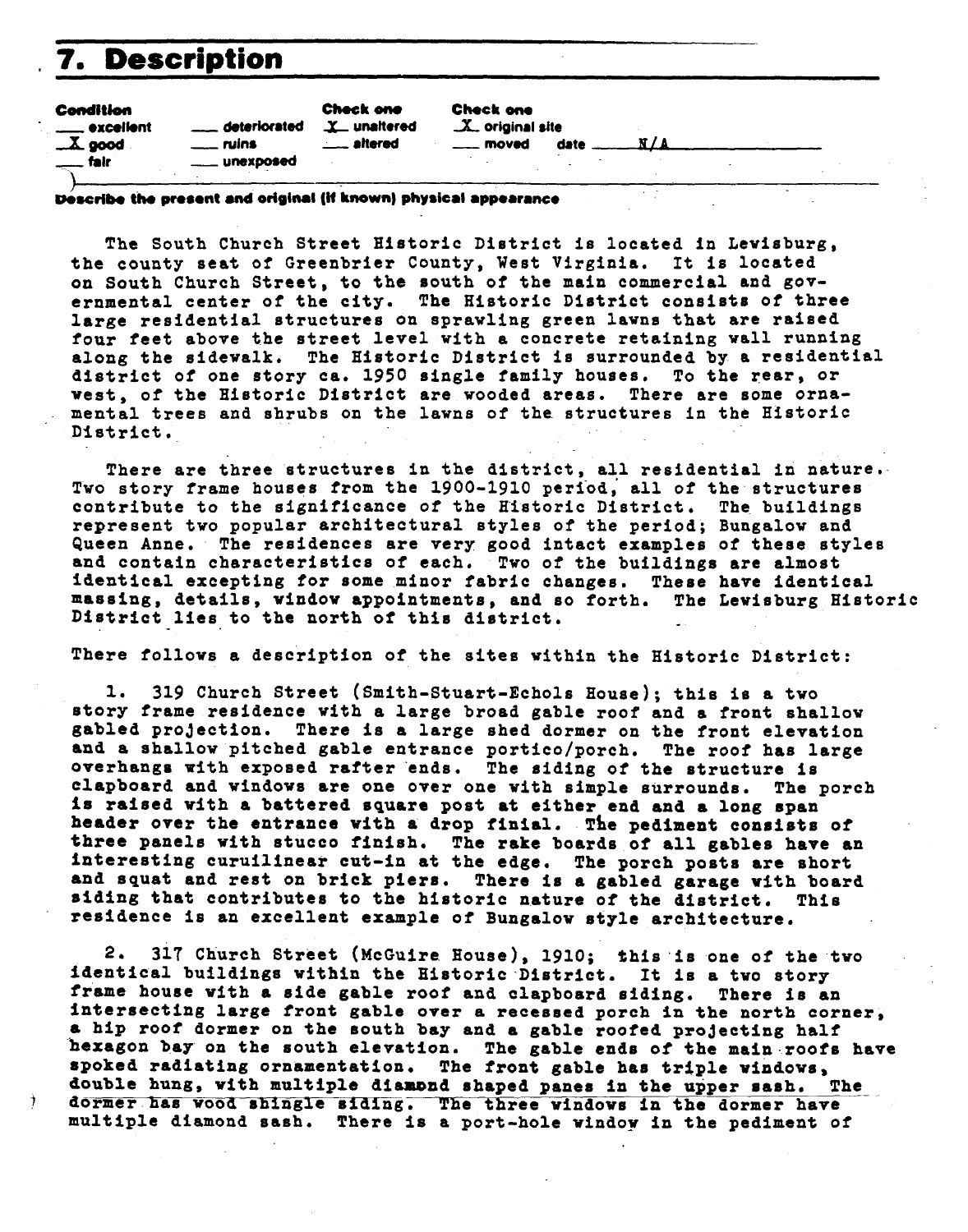# 7. Description

**Condition**
- ___ excellent
- _X_ good
- ___ fair
- ___ deteriorated
- ___ ruins
- ___ unexposed

**Check one**
- _X_ unaltered
- ___ altered

**Check one**
- _X_ original site
- ___ moved date ___N/A___

**Describe the present and original (if known) physical appearance**

The South Church Street Historic District is located in Lewisburg, the county seat of Greenbrier County, West Virginia. It is located on South Church Street, to the south of the main commercial and governmental center of the city. The Historic District consists of three large residential structures on sprawling green lawns that are raised four feet above the street level with a concrete retaining wall running along the sidewalk. The Historic District is surrounded by a residential district of one story ca. 1950 single family houses. To the rear, or west, of the Historic District are wooded areas. There are some ornamental trees and shrubs on the lawns of the structures in the Historic District.

There are three structures in the district, all residential in nature. Two story frame houses from the 1900-1910 period, all of the structures contribute to the significance of the Historic District. The buildings represent two popular architectural styles of the period; Bungalow and Queen Anne. The residences are very good intact examples of these styles and contain characteristics of each. Two of the buildings are almost identical excepting for some minor fabric changes. These have identical massing, details, window appointments, and so forth. The Lewisburg Historic District lies to the north of this district.

There follows a description of the sites within the Historic District:

1. 319 Church Street (Smith-Stuart-Echols House); this is a two story frame residence with a large broad gable roof and a front shallow gabled projection. There is a large shed dormer on the front elevation and a shallow pitched gable entrance portico/porch. The roof has large overhangs with exposed rafter ends. The siding of the structure is clapboard and windows are one over one with simple surrounds. The porch is raised with a battered square post at either end and a long span header over the entrance with a drop finial. The pediment consists of three panels with stucco finish. The rake boards of all gables have an interesting curuilinear cut-in at the edge. The porch posts are short and squat and rest on brick piers. There is a gabled garage with board siding that contributes to the historic nature of the district. This residence is an excellent example of Bungalow style architecture.

2. 317 Church Street (McGuire House), 1910; this is one of the two identical buildings within the Historic District. It is a two story frame house with a side gable roof and clapboard siding. There is an intersecting large front gable over a recessed porch in the north corner, a hip roof dormer on the south bay and a gable roofed projecting half hexagon bay on the south elevation. The gable ends of the main roofs have spoked radiating ornamentation. The front gable has triple windows, double hung, with multiple diamond shaped panes in the upper sash. The dormer has wood shingle siding. The three windows in the dormer have multiple diamond sash. There is a port-hole window in the pediment of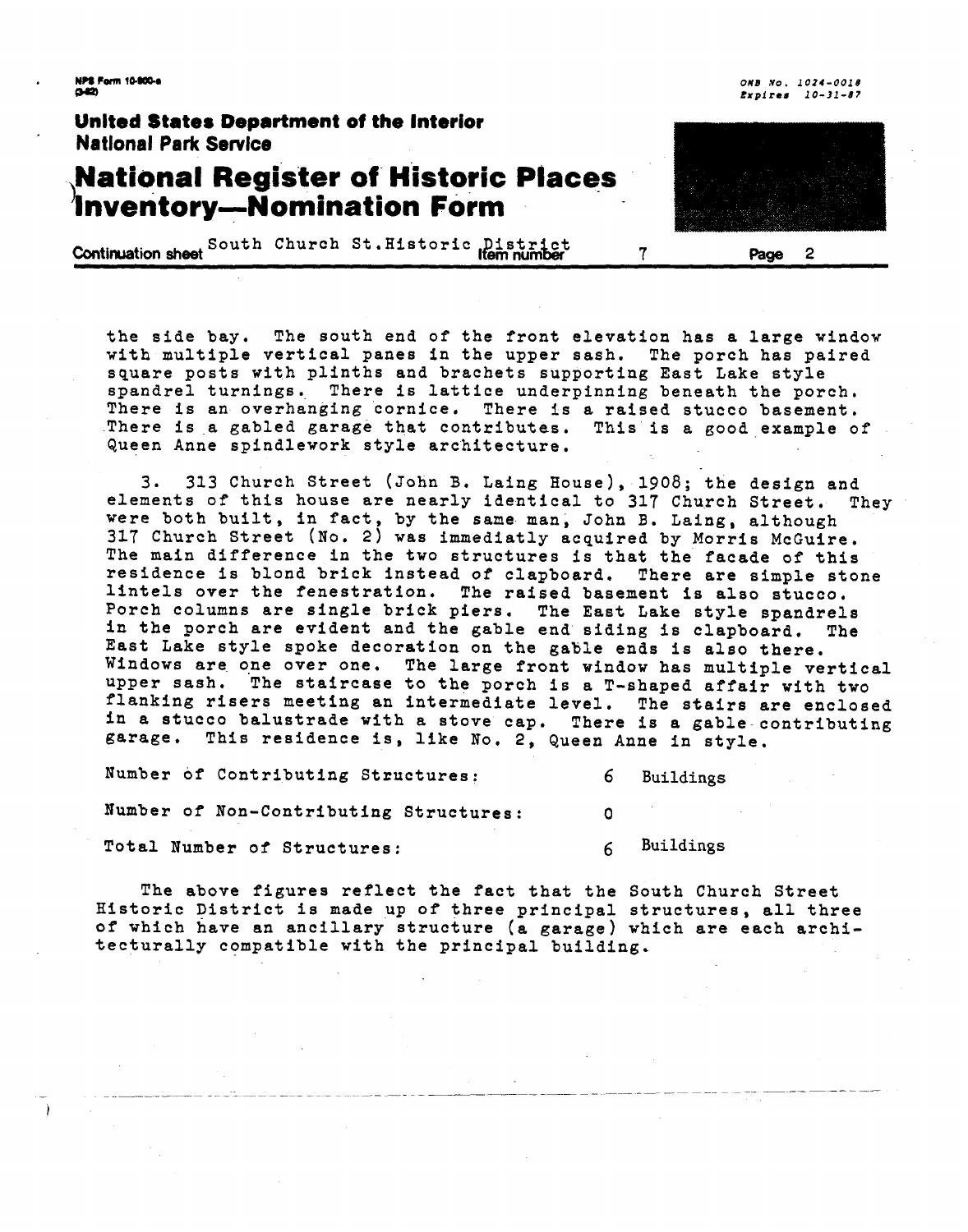the side bay. The south end of the front elevation has a large window with multiple vertical panes in the upper sash. The porch has paired square posts with plinths and brachets supporting East Lake style spandrel turnings. There is lattice underpinning beneath the porch. There is an overhanging cornice. There is a raised stucco basement. There is a gabled garage that contributes. This is a good example of Queen Anne spindlework style architecture.

3. 313 Church Street (John B. Laing House), 1908; the design and elements of this house are nearly identical to 317 Church Street. They were both built, in fact, by the same man, John B. Laing, although 317 Church Street (No. 2) was immediatly acquired by Morris McGuire. The main difference in the two structures is that the facade of this residence is blond brick instead of clapboard. There are simple stone lintels over the fenestration. The raised basement is also stucco. Porch columns are single brick piers. The East Lake style spandrels in the porch are evident and the gable end siding is clapboard. The East Lake style spoke decoration on the gable ends is also there. Windows are one over one. The large front window has multiple vertical upper sash. The staircase to the porch is a T-shaped affair with two flanking risers meeting an intermediate level. The stairs are enclosed in a stucco balustrade with a stove cap. There is a gable contributing garage. This residence is, like No. 2, Queen Anne in style.

| | | |
|---|---|---|
| Number of Contributing Structures: | 6 | Buildings |
| Number of Non-Contributing Structures: | 0 | |
| Total Number of Structures: | 6 | Buildings |

The above figures reflect the fact that the South Church Street Historic District is made up of three principal structures, all three of which have an ancillary structure (a garage) which are each architecturally compatible with the principal building.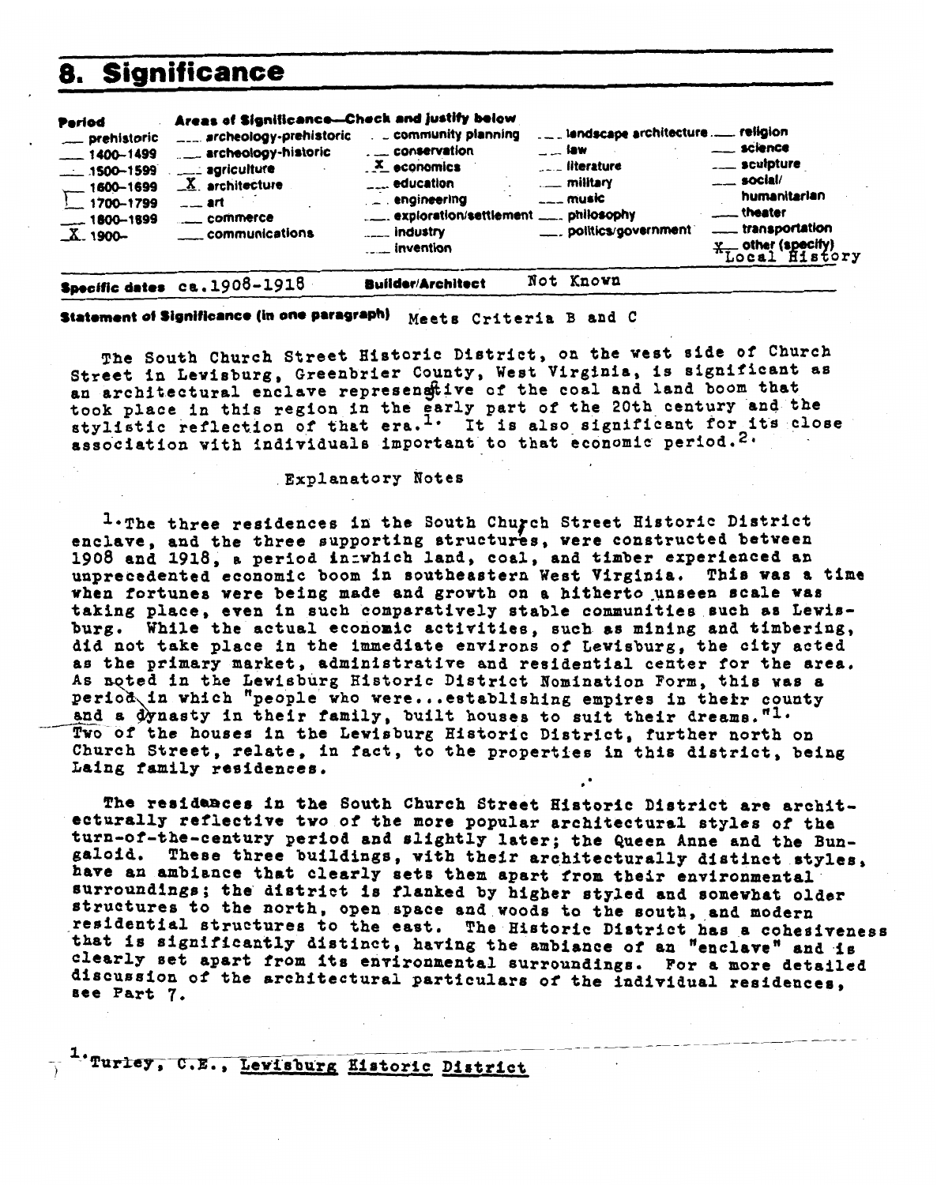# 8. Significance

| Period | Areas of Significance—Check and justify below | | | |
|---|---|---|---|---|
| ___ prehistoric | ___ archeology-prehistoric | ___ community planning | ___ landscape architecture | ___ religion |
| ___ 1400–1499 | ___ archeology-historic | ___ conservation | ___ law | ___ science |
| ___ 1500–1599 | ___ agriculture | _X_ economics | ___ literature | ___ sculpture |
| ___ 1600–1699 | _X_ architecture | ___ education | ___ military | ___ social/humanitarian |
| ___ 1700–1799 | ___ art | ___ engineering | ___ music | ___ theater |
| ___ 1800–1899 | ___ commerce | ___ exploration/settlement | ___ philosophy | ___ transportation |
| _X_ 1900– | ___ communications | ___ industry | ___ politics/government | _x_ other (specify) Local History |
| | | ___ invention | | |

**Specific dates** ca.1908-1918 **Builder/Architect** Not Known

**Statement of Significance (in one paragraph)** Meets Criteria B and C

The South Church Street Historic District, on the west side of Church Street in Lewisburg, Greenbrier County, West Virginia, is significant as an architectural enclave representative of the coal and land boom that took place in this region in the early part of the 20th century and the stylistic reflection of that era.[1] It is also significant for its close association with individuals important to that economic period.[2]

Explanatory Notes

[1] The three residences in the South Church Street Historic District enclave, and the three supporting structures, were constructed between 1908 and 1918, a period in which land, coal, and timber experienced an unprecedented economic boom in southeastern West Virginia. This was a time when fortunes were being made and growth on a hitherto unseen scale was taking place, even in such comparatively stable communities such as Lewisburg. While the actual economic activities, such as mining and timbering, did not take place in the immediate environs of Lewisburg, the city acted as the primary market, administrative and residential center for the area. As noted in the Lewisburg Historic District Nomination Form, this was a period in which "people who were...establishing empires in their county and a dynasty in their family, built houses to suit their dreams."[1] Two of the houses in the Lewisburg Historic District, further north on Church Street, relate, in fact, to the properties in this district, being Laing family residences.

The residences in the South Church Street Historic District are architecturally reflective two of the more popular architectural styles of the turn-of-the-century period and slightly later; the Queen Anne and the Bungaloid. These three buildings, with their architecturally distinct styles, have an ambiance that clearly sets them apart from their environmental surroundings; the district is flanked by higher styled and somewhat older structures to the north, open space and woods to the south, and modern residential structures to the east. The Historic District has a cohesiveness that is significantly distinct, having the ambiance of an "enclave" and is clearly set apart from its environmental surroundings. For a more detailed discussion of the architectural particulars of the individual residences, see Part 7.

[1] Turley, C.E., Lewisburg Historic District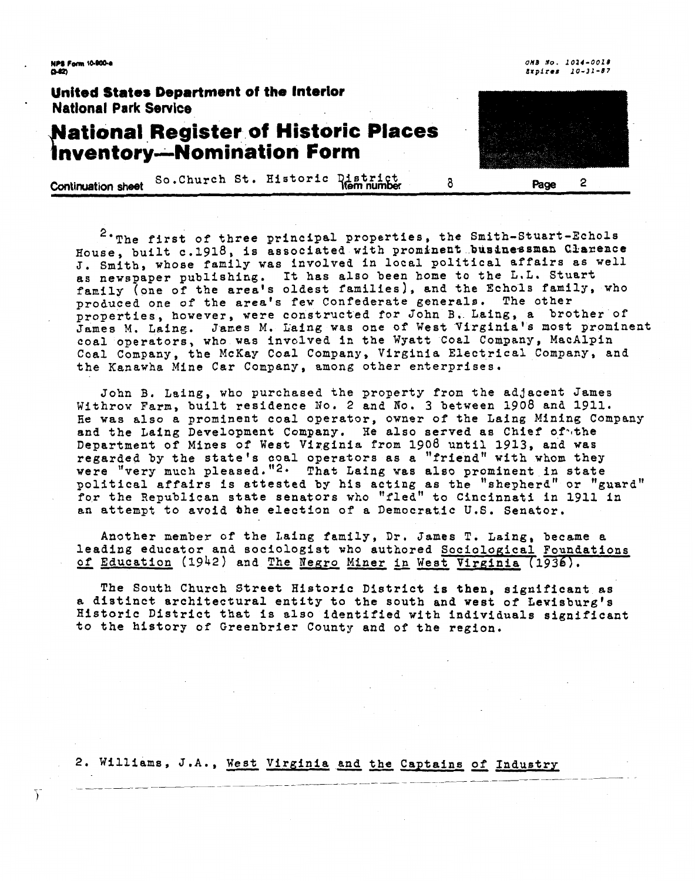**United States Department of the Interior**
**National Park Service**

# National Register of Historic Places Inventory—Nomination Form

Continuation sheet So.Church St. Historic District Item number 8

[2] The first of three principal properties, the Smith-Stuart-Echols House, built c.1918, is associated with prominent businessman Clarence J. Smith, whose family was involved in local political affairs as well as newspaper publishing. It has also been home to the L.L. Stuart family (one of the area's oldest families), and the Echols family, who produced one of the area's few Confederate generals. The other properties, however, were constructed for John B. Laing, a brother of James M. Laing. James M. Laing was one of West Virginia's most prominent coal operators, who was involved in the Wyatt Coal Company, MacAlpin Coal Company, the McKay Coal Company, Virginia Electrical Company, and the Kanawha Mine Car Company, among other enterprises.

John B. Laing, who purchased the property from the adjacent James Withrow Farm, built residence No. 2 and No. 3 between 1908 and 1911. He was also a prominent coal operator, owner of the Laing Mining Company and the Laing Development Company. He also served as Chief of the Department of Mines of West Virginia from 1908 until 1913, and was regarded by the state's coal operators as a "friend" with whom they were "very much pleased."[2] That Laing was also prominent in state political affairs is attested by his acting as the "shepherd" or "guard" for the Republican state senators who "fled" to Cincinnati in 1911 in an attempt to avoid the election of a Democratic U.S. Senator.

Another member of the Laing family, Dr. James T. Laing, became a leading educator and sociologist who authored Sociological Foundations of Education (1942) and The Negro Miner in West Virginia (1936).

The South Church Street Historic District is then, significant as a distinct architectural entity to the south and west of Lewisburg's Historic District that is also identified with individuals significant to the history of Greenbrier County and of the region.

2. Williams, J.A., West Virginia and the Captains of Industry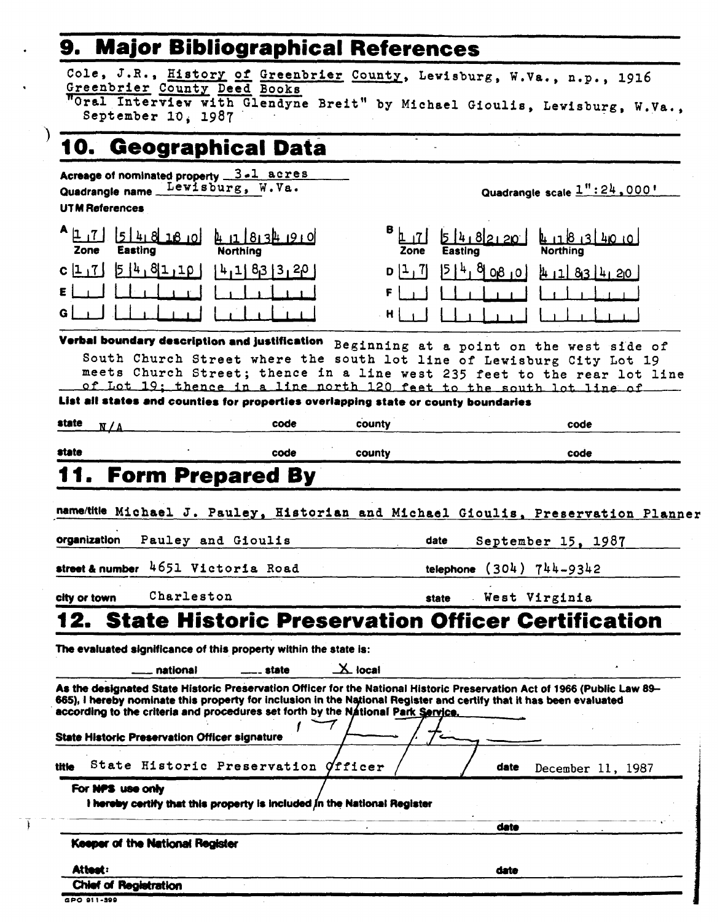## 9. Major Bibliographical References

Cole, J.R., History of Greenbrier County, Lewisburg, W.Va., n.p., 1916
Greenbrier County Deed Books
"Oral Interview with Glendyne Breit" by Michael Gioulis, Lewisburg, W.Va., September 10, 1987

## 10. Geographical Data

Acreage of nominated property 3.1 acres
Quadrangle name Lewisburg, W.Va.
Quadrangle scale 1":24,000'

UTM References

| | Zone | Easting | Northing | | Zone | Easting | Northing |
|---|---|---|---|---|---|---|---|
| A | 17 | 548180 | 4183490 | B | 17 | 548220 | 4183400 |
| C | 17 | 548110 | 4183320 | D | 17 | 548080 | 4183420 |
| E | | | | F | | | |
| G | | | | H | | | |

Verbal boundary description and justification: Beginning at a point on the west side of South Church Street where the south lot line of Lewisburg City Lot 19 meets Church Street; thence in a line west 235 feet to the rear lot line of Lot 19; thence in a line north 120 feet to the south lot line of

List all states and counties for properties overlapping state or county boundaries

| state | N/A | code | | county | | code | |
|---|---|---|---|---|---|---|---|
| state | | code | | county | | code | |

## 11. Form Prepared By

name/title Michael J. Pauley, Historian and Michael Gioulis, Preservation Planner

organization Pauley and Gioulis — date September 15, 1987

street & number 4651 Victoria Road — telephone (304) 744-9342

city or town Charleston — state West Virginia

## 12. State Historic Preservation Officer Certification

The evaluated significance of this property within the state is:

___ national ___ state X local

As the designated State Historic Preservation Officer for the National Historic Preservation Act of 1966 (Public Law 89–665), I hereby nominate this property for inclusion in the National Register and certify that it has been evaluated according to the criteria and procedures set forth by the National Park Service.

State Historic Preservation Officer signature

title State Historic Preservation Officer — date December 11, 1987

For NPS use only

I hereby certify that this property is included in the National Register

date

Keeper of the National Register

Attest: — date

Chief of Registration

GPO 911-399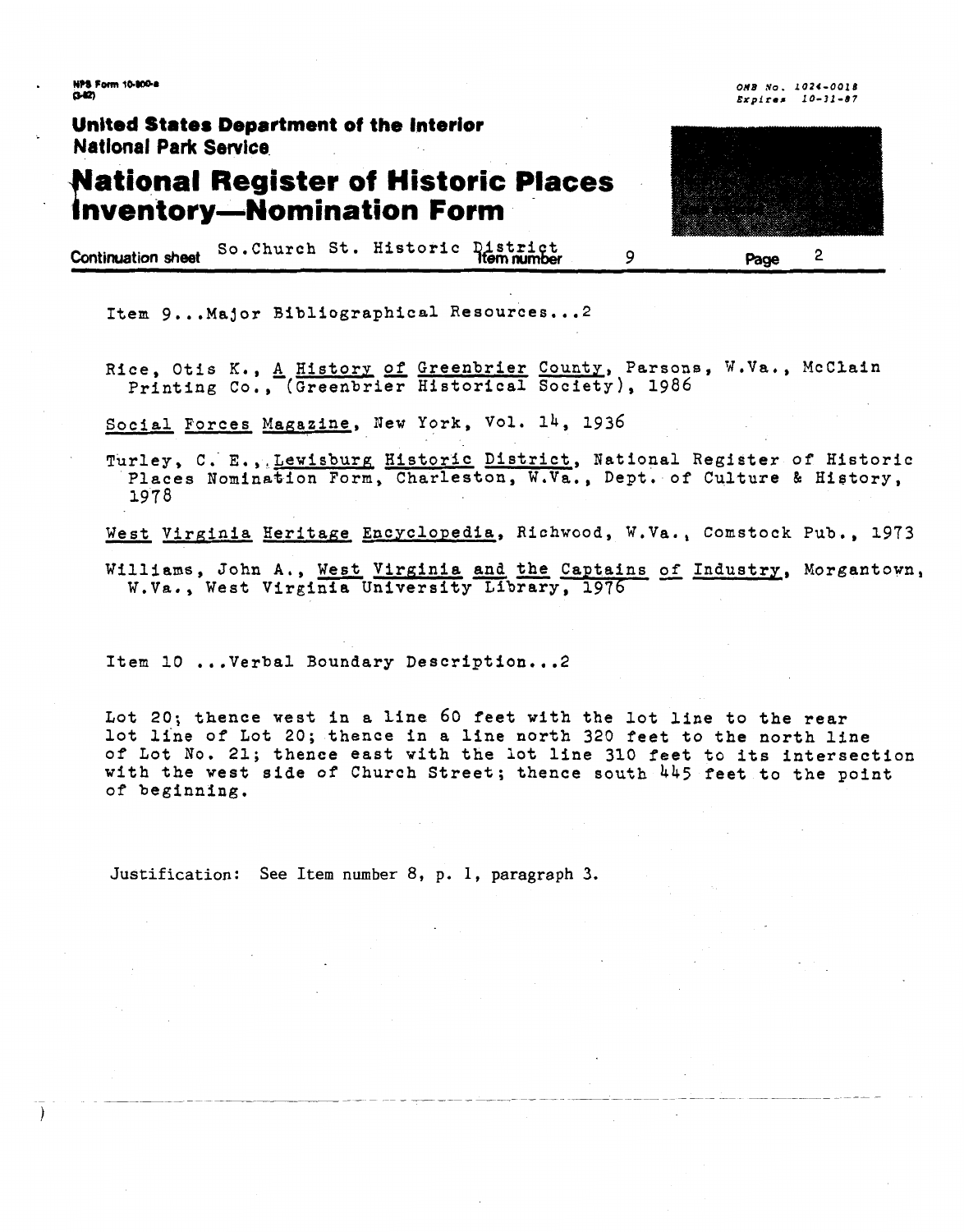NPS Form 10-900-a
(3-82)

OMB No. 1024-0018
Expires 10-31-87

**United States Department of the Interior**
**National Park Service**

# National Register of Historic Places Inventory—Nomination Form

Continuation sheet So.Church St. Historic District Item number 9 Page 2

Item 9...Major Bibliographical Resources...2

Rice, Otis K., A History of Greenbrier County, Parsons, W.Va., McClain Printing Co., (Greenbrier Historical Society), 1986

Social Forces Magazine, New York, Vol. 14, 1936

Turley, C. E., Lewisburg Historic District, National Register of Historic Places Nomination Form, Charleston, W.Va., Dept. of Culture & History, 1978

West Virginia Heritage Encyclopedia, Richwood, W.Va., Comstock Pub., 1973

Williams, John A., West Virginia and the Captains of Industry, Morgantown, W.Va., West Virginia University Library, 1976

Item 10 ...Verbal Boundary Description...2

Lot 20; thence west in a line 60 feet with the lot line to the rear lot line of Lot 20; thence in a line north 320 feet to the north line of Lot No. 21; thence east with the lot line 310 feet to its intersection with the west side of Church Street; thence south 445 feet to the point of beginning.

Justification: See Item number 8, p. 1, paragraph 3.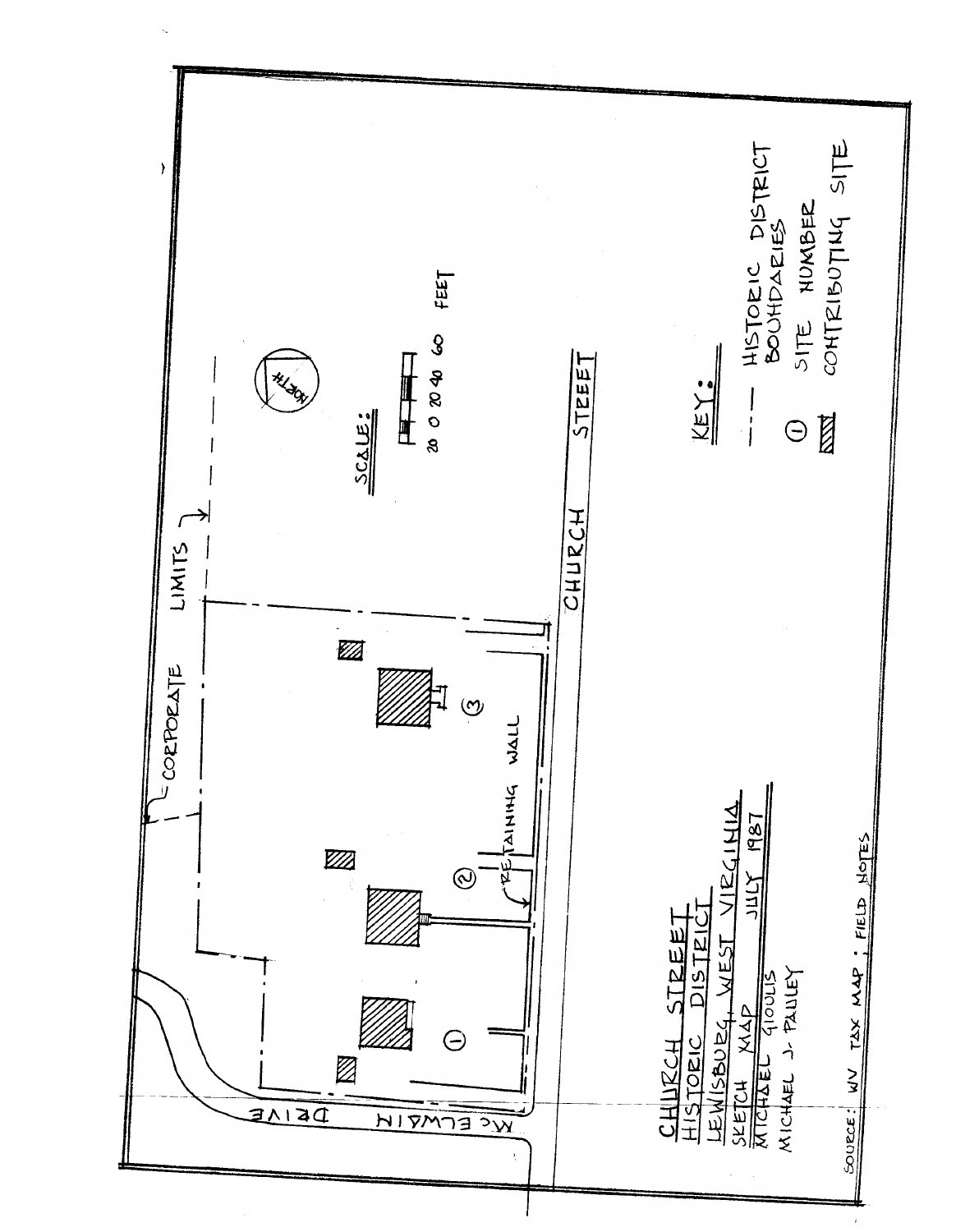CHURCH STREET
HISTORIC DISTRICT
LEWISBURG, WEST VIRGINIA
SKETCH MAP JULY 1987
MICHAEL GIOULIS
MICHAEL J. PAULEY

SOURCE: WV TAX MAP ; FIELD NOTES

CORPORATE LIMITS

McELWAIN DRIVE

CHURCH STREET

RETAINING WALL

① ② ③

SCALE:

20 0 20 40 60 FEET

NORTH

KEY:

— · — HISTORIC DISTRICT BOUNDARIES

① SITE NUMBER

▨ CONTRIBUTING SITE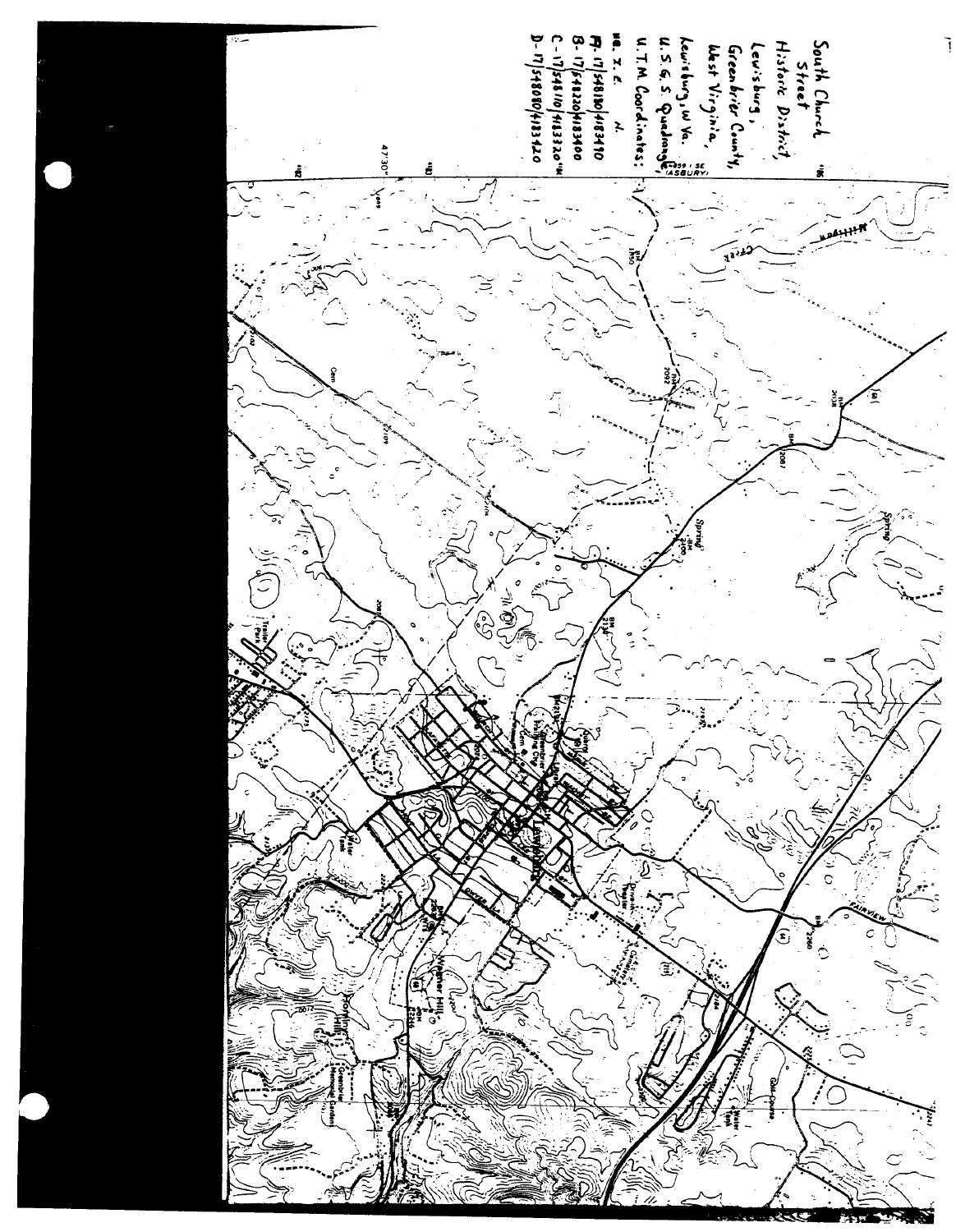South Church Street Historic District,
Lewisburg,
Greenbrier County,
West Virginia,
Lewisburg, W. Va.
U.S.G.S. Quadrangle,
U.T.M. Coordinates:

Z. E. N.

A- 17/548180/4183410
B- 17/548220/4183400
C- 17/548110/4183320
D- 17/548080/4183420